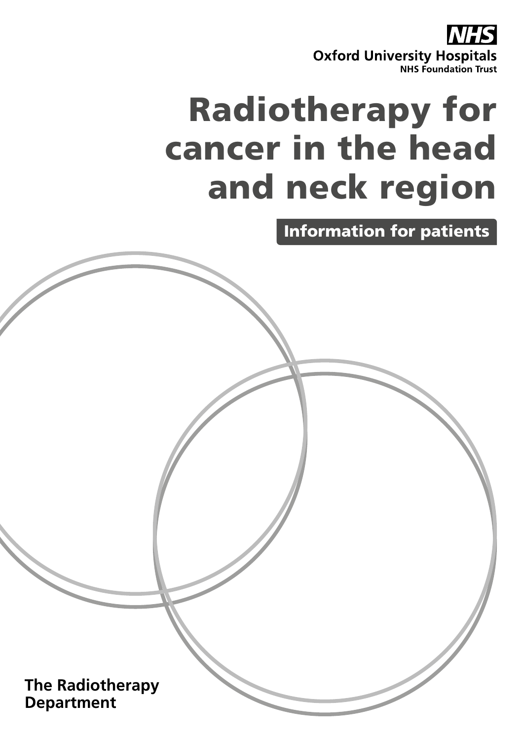NHS

**Oxford University Hospitals**
**NHS Foundation Trust**

# Radiotherapy for cancer in the head and neck region

**Information for patients**

**The Radiotherapy Department**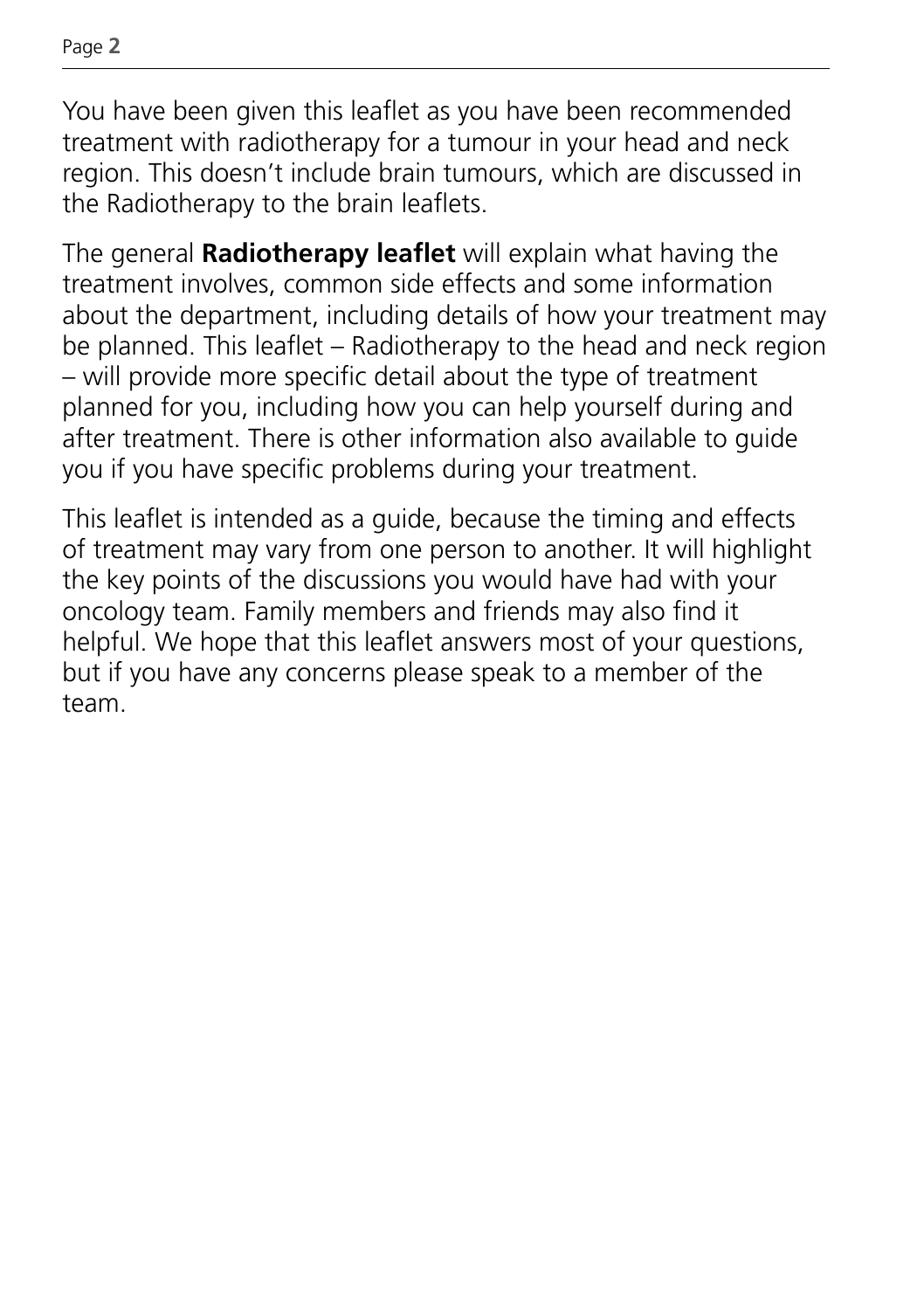You have been given this leaflet as you have been recommended treatment with radiotherapy for a tumour in your head and neck region. This doesn't include brain tumours, which are discussed in the Radiotherapy to the brain leaflets.

The general **Radiotherapy leaflet** will explain what having the treatment involves, common side effects and some information about the department, including details of how your treatment may be planned. This leaflet – Radiotherapy to the head and neck region – will provide more specific detail about the type of treatment planned for you, including how you can help yourself during and after treatment. There is other information also available to guide you if you have specific problems during your treatment.

This leaflet is intended as a guide, because the timing and effects of treatment may vary from one person to another. It will highlight the key points of the discussions you would have had with your oncology team. Family members and friends may also find it helpful. We hope that this leaflet answers most of your questions, but if you have any concerns please speak to a member of the team.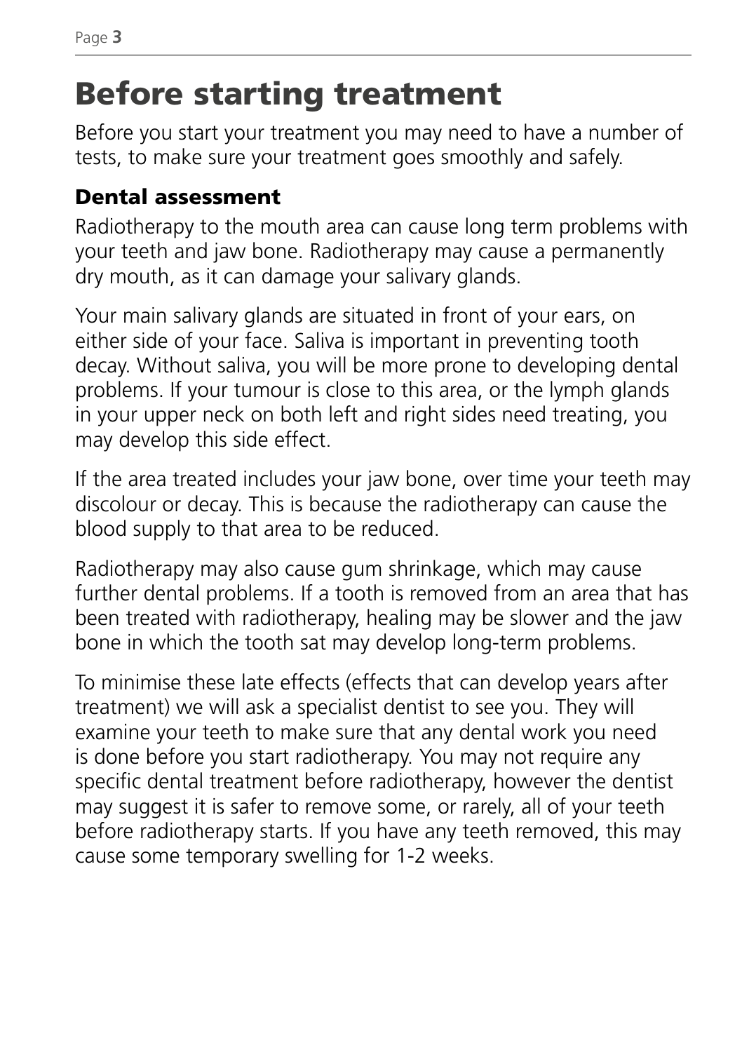# Before starting treatment

Before you start your treatment you may need to have a number of tests, to make sure your treatment goes smoothly and safely.

## Dental assessment

Radiotherapy to the mouth area can cause long term problems with your teeth and jaw bone. Radiotherapy may cause a permanently dry mouth, as it can damage your salivary glands.

Your main salivary glands are situated in front of your ears, on either side of your face. Saliva is important in preventing tooth decay. Without saliva, you will be more prone to developing dental problems. If your tumour is close to this area, or the lymph glands in your upper neck on both left and right sides need treating, you may develop this side effect.

If the area treated includes your jaw bone, over time your teeth may discolour or decay. This is because the radiotherapy can cause the blood supply to that area to be reduced.

Radiotherapy may also cause gum shrinkage, which may cause further dental problems. If a tooth is removed from an area that has been treated with radiotherapy, healing may be slower and the jaw bone in which the tooth sat may develop long-term problems.

To minimise these late effects (effects that can develop years after treatment) we will ask a specialist dentist to see you. They will examine your teeth to make sure that any dental work you need is done before you start radiotherapy. You may not require any specific dental treatment before radiotherapy, however the dentist may suggest it is safer to remove some, or rarely, all of your teeth before radiotherapy starts. If you have any teeth removed, this may cause some temporary swelling for 1-2 weeks.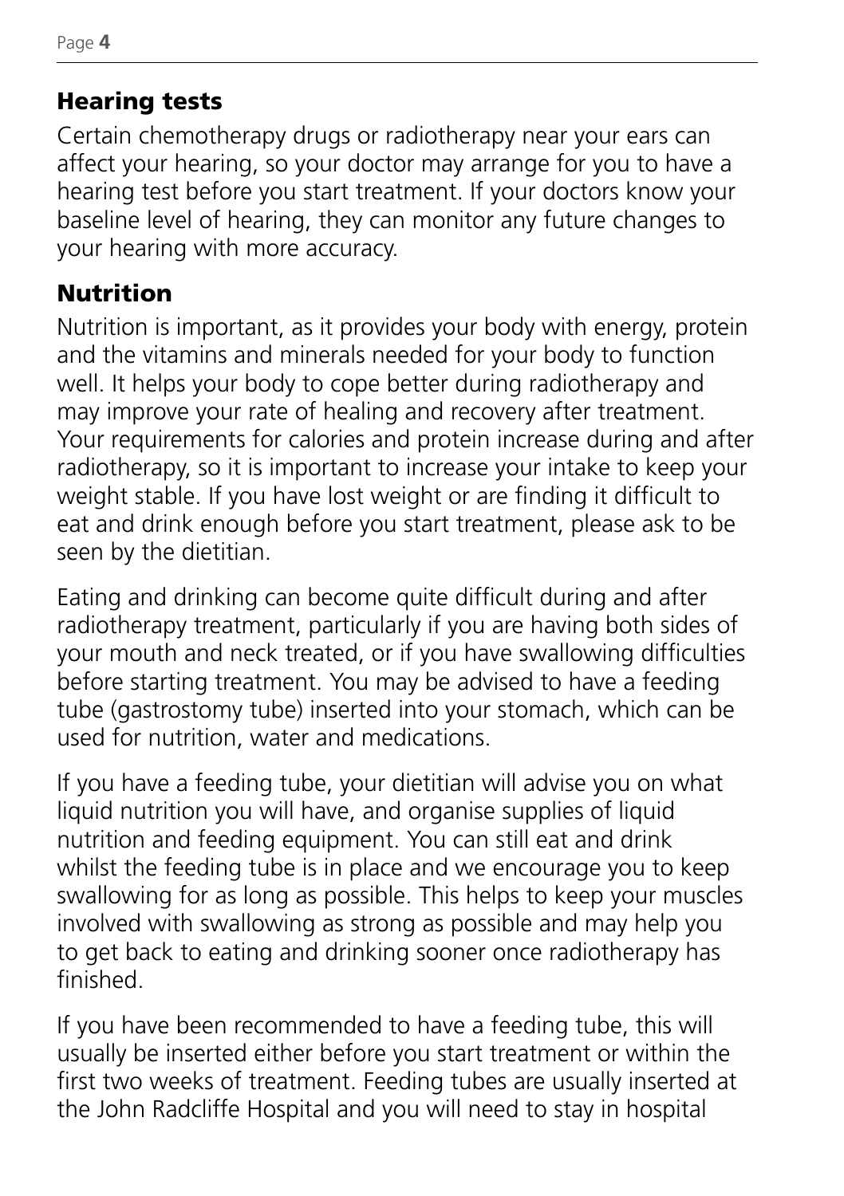## Hearing tests

Certain chemotherapy drugs or radiotherapy near your ears can affect your hearing, so your doctor may arrange for you to have a hearing test before you start treatment. If your doctors know your baseline level of hearing, they can monitor any future changes to your hearing with more accuracy.

## Nutrition

Nutrition is important, as it provides your body with energy, protein and the vitamins and minerals needed for your body to function well. It helps your body to cope better during radiotherapy and may improve your rate of healing and recovery after treatment. Your requirements for calories and protein increase during and after radiotherapy, so it is important to increase your intake to keep your weight stable. If you have lost weight or are finding it difficult to eat and drink enough before you start treatment, please ask to be seen by the dietitian.

Eating and drinking can become quite difficult during and after radiotherapy treatment, particularly if you are having both sides of your mouth and neck treated, or if you have swallowing difficulties before starting treatment. You may be advised to have a feeding tube (gastrostomy tube) inserted into your stomach, which can be used for nutrition, water and medications.

If you have a feeding tube, your dietitian will advise you on what liquid nutrition you will have, and organise supplies of liquid nutrition and feeding equipment. You can still eat and drink whilst the feeding tube is in place and we encourage you to keep swallowing for as long as possible. This helps to keep your muscles involved with swallowing as strong as possible and may help you to get back to eating and drinking sooner once radiotherapy has finished.

If you have been recommended to have a feeding tube, this will usually be inserted either before you start treatment or within the first two weeks of treatment. Feeding tubes are usually inserted at the John Radcliffe Hospital and you will need to stay in hospital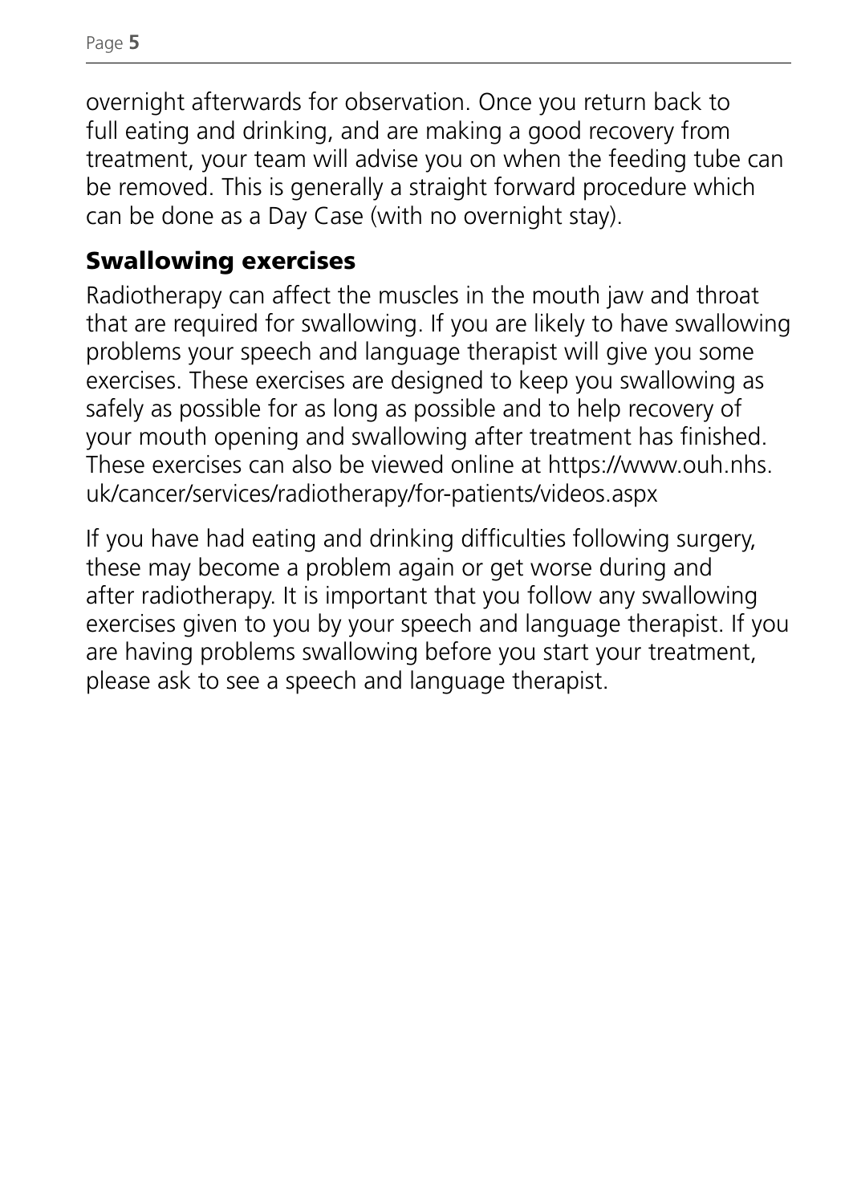overnight afterwards for observation. Once you return back to full eating and drinking, and are making a good recovery from treatment, your team will advise you on when the feeding tube can be removed. This is generally a straight forward procedure which can be done as a Day Case (with no overnight stay).

## Swallowing exercises

Radiotherapy can affect the muscles in the mouth jaw and throat that are required for swallowing. If you are likely to have swallowing problems your speech and language therapist will give you some exercises. These exercises are designed to keep you swallowing as safely as possible for as long as possible and to help recovery of your mouth opening and swallowing after treatment has finished. These exercises can also be viewed online at https://www.ouh.nhs.uk/cancer/services/radiotherapy/for-patients/videos.aspx

If you have had eating and drinking difficulties following surgery, these may become a problem again or get worse during and after radiotherapy. It is important that you follow any swallowing exercises given to you by your speech and language therapist. If you are having problems swallowing before you start your treatment, please ask to see a speech and language therapist.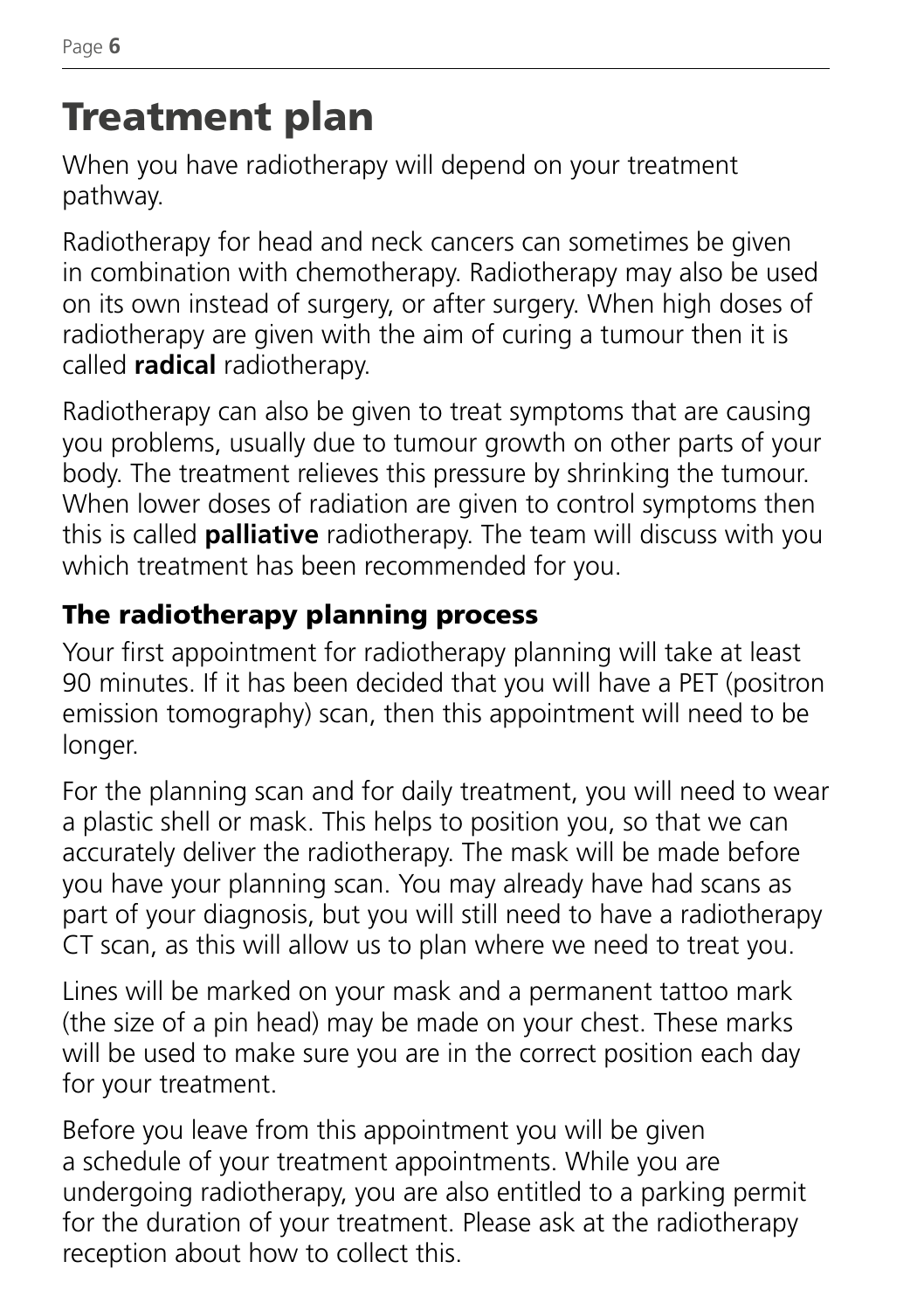# Treatment plan

When you have radiotherapy will depend on your treatment pathway.

Radiotherapy for head and neck cancers can sometimes be given in combination with chemotherapy. Radiotherapy may also be used on its own instead of surgery, or after surgery. When high doses of radiotherapy are given with the aim of curing a tumour then it is called **radical** radiotherapy.

Radiotherapy can also be given to treat symptoms that are causing you problems, usually due to tumour growth on other parts of your body. The treatment relieves this pressure by shrinking the tumour. When lower doses of radiation are given to control symptoms then this is called **palliative** radiotherapy. The team will discuss with you which treatment has been recommended for you.

## The radiotherapy planning process

Your first appointment for radiotherapy planning will take at least 90 minutes. If it has been decided that you will have a PET (positron emission tomography) scan, then this appointment will need to be longer.

For the planning scan and for daily treatment, you will need to wear a plastic shell or mask. This helps to position you, so that we can accurately deliver the radiotherapy. The mask will be made before you have your planning scan. You may already have had scans as part of your diagnosis, but you will still need to have a radiotherapy CT scan, as this will allow us to plan where we need to treat you.

Lines will be marked on your mask and a permanent tattoo mark (the size of a pin head) may be made on your chest. These marks will be used to make sure you are in the correct position each day for your treatment.

Before you leave from this appointment you will be given a schedule of your treatment appointments. While you are undergoing radiotherapy, you are also entitled to a parking permit for the duration of your treatment. Please ask at the radiotherapy reception about how to collect this.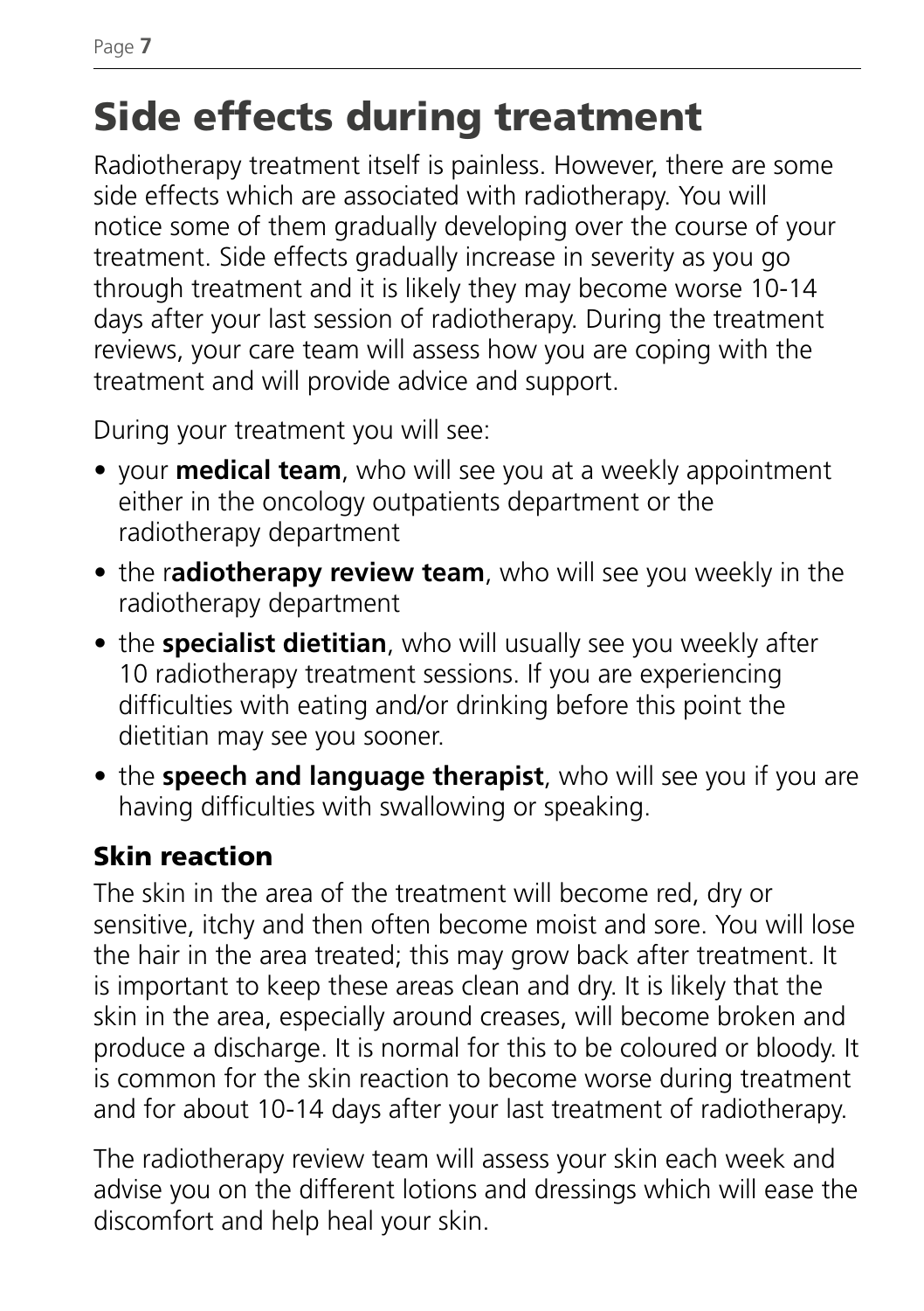# Side effects during treatment

Radiotherapy treatment itself is painless. However, there are some side effects which are associated with radiotherapy. You will notice some of them gradually developing over the course of your treatment. Side effects gradually increase in severity as you go through treatment and it is likely they may become worse 10-14 days after your last session of radiotherapy. During the treatment reviews, your care team will assess how you are coping with the treatment and will provide advice and support.

During your treatment you will see:

- your **medical team**, who will see you at a weekly appointment either in the oncology outpatients department or the radiotherapy department
- the r**adiotherapy review team**, who will see you weekly in the radiotherapy department
- the **specialist dietitian**, who will usually see you weekly after 10 radiotherapy treatment sessions. If you are experiencing difficulties with eating and/or drinking before this point the dietitian may see you sooner.
- the **speech and language therapist**, who will see you if you are having difficulties with swallowing or speaking.

### Skin reaction

The skin in the area of the treatment will become red, dry or sensitive, itchy and then often become moist and sore. You will lose the hair in the area treated; this may grow back after treatment. It is important to keep these areas clean and dry. It is likely that the skin in the area, especially around creases, will become broken and produce a discharge. It is normal for this to be coloured or bloody. It is common for the skin reaction to become worse during treatment and for about 10-14 days after your last treatment of radiotherapy.

The radiotherapy review team will assess your skin each week and advise you on the different lotions and dressings which will ease the discomfort and help heal your skin.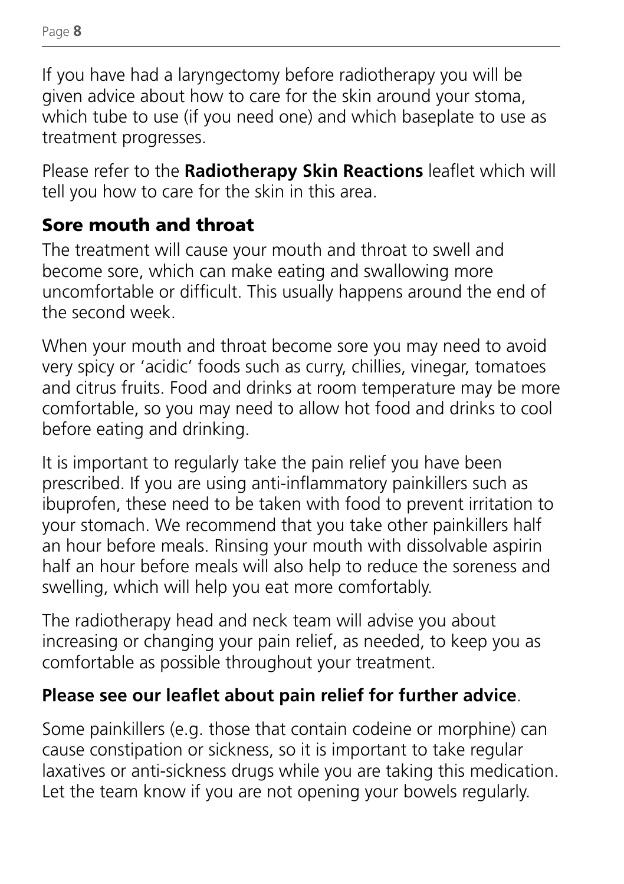If you have had a laryngectomy before radiotherapy you will be given advice about how to care for the skin around your stoma, which tube to use (if you need one) and which baseplate to use as treatment progresses.

Please refer to the **Radiotherapy Skin Reactions** leaflet which will tell you how to care for the skin in this area.

## Sore mouth and throat

The treatment will cause your mouth and throat to swell and become sore, which can make eating and swallowing more uncomfortable or difficult. This usually happens around the end of the second week.

When your mouth and throat become sore you may need to avoid very spicy or 'acidic' foods such as curry, chillies, vinegar, tomatoes and citrus fruits. Food and drinks at room temperature may be more comfortable, so you may need to allow hot food and drinks to cool before eating and drinking.

It is important to regularly take the pain relief you have been prescribed. If you are using anti-inflammatory painkillers such as ibuprofen, these need to be taken with food to prevent irritation to your stomach. We recommend that you take other painkillers half an hour before meals. Rinsing your mouth with dissolvable aspirin half an hour before meals will also help to reduce the soreness and swelling, which will help you eat more comfortably.

The radiotherapy head and neck team will advise you about increasing or changing your pain relief, as needed, to keep you as comfortable as possible throughout your treatment.

**Please see our leaflet about pain relief for further advice**.

Some painkillers (e.g. those that contain codeine or morphine) can cause constipation or sickness, so it is important to take regular laxatives or anti-sickness drugs while you are taking this medication. Let the team know if you are not opening your bowels regularly.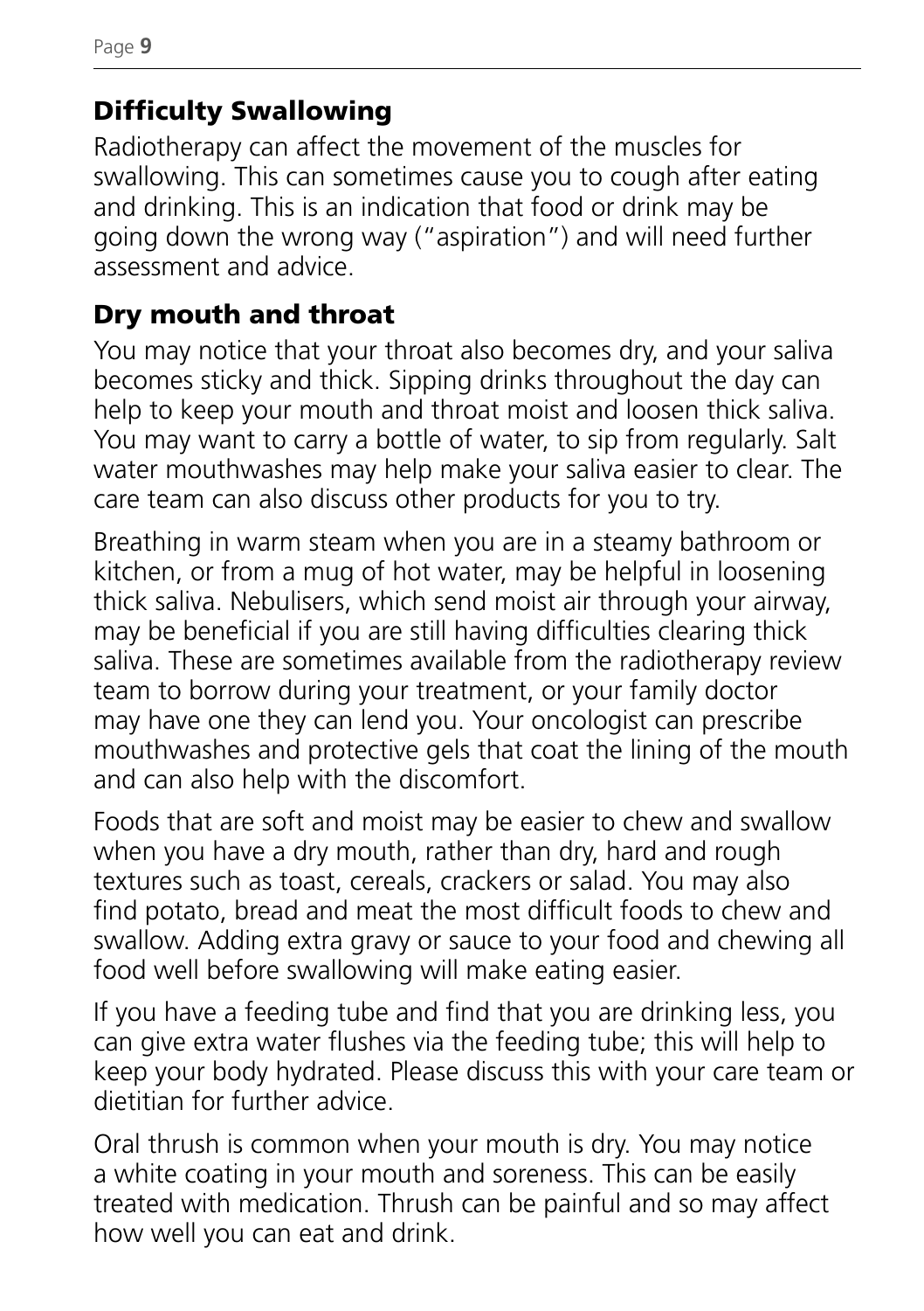## Difficulty Swallowing

Radiotherapy can affect the movement of the muscles for swallowing. This can sometimes cause you to cough after eating and drinking. This is an indication that food or drink may be going down the wrong way ("aspiration") and will need further assessment and advice.

## Dry mouth and throat

You may notice that your throat also becomes dry, and your saliva becomes sticky and thick. Sipping drinks throughout the day can help to keep your mouth and throat moist and loosen thick saliva. You may want to carry a bottle of water, to sip from regularly. Salt water mouthwashes may help make your saliva easier to clear. The care team can also discuss other products for you to try.

Breathing in warm steam when you are in a steamy bathroom or kitchen, or from a mug of hot water, may be helpful in loosening thick saliva. Nebulisers, which send moist air through your airway, may be beneficial if you are still having difficulties clearing thick saliva. These are sometimes available from the radiotherapy review team to borrow during your treatment, or your family doctor may have one they can lend you. Your oncologist can prescribe mouthwashes and protective gels that coat the lining of the mouth and can also help with the discomfort.

Foods that are soft and moist may be easier to chew and swallow when you have a dry mouth, rather than dry, hard and rough textures such as toast, cereals, crackers or salad. You may also find potato, bread and meat the most difficult foods to chew and swallow. Adding extra gravy or sauce to your food and chewing all food well before swallowing will make eating easier.

If you have a feeding tube and find that you are drinking less, you can give extra water flushes via the feeding tube; this will help to keep your body hydrated. Please discuss this with your care team or dietitian for further advice.

Oral thrush is common when your mouth is dry. You may notice a white coating in your mouth and soreness. This can be easily treated with medication. Thrush can be painful and so may affect how well you can eat and drink.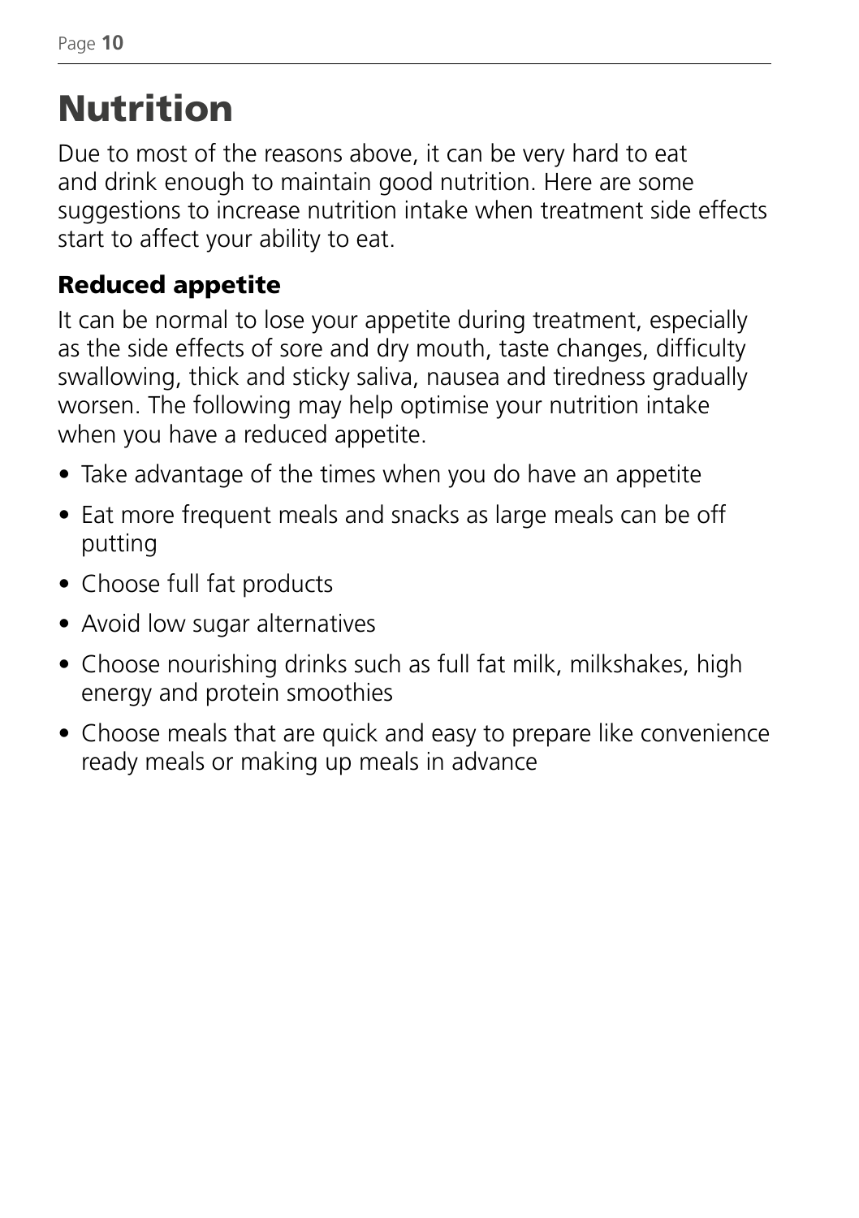# Nutrition

Due to most of the reasons above, it can be very hard to eat and drink enough to maintain good nutrition. Here are some suggestions to increase nutrition intake when treatment side effects start to affect your ability to eat.

## Reduced appetite

It can be normal to lose your appetite during treatment, especially as the side effects of sore and dry mouth, taste changes, difficulty swallowing, thick and sticky saliva, nausea and tiredness gradually worsen. The following may help optimise your nutrition intake when you have a reduced appetite.

- Take advantage of the times when you do have an appetite
- Eat more frequent meals and snacks as large meals can be off putting
- Choose full fat products
- Avoid low sugar alternatives
- Choose nourishing drinks such as full fat milk, milkshakes, high energy and protein smoothies
- Choose meals that are quick and easy to prepare like convenience ready meals or making up meals in advance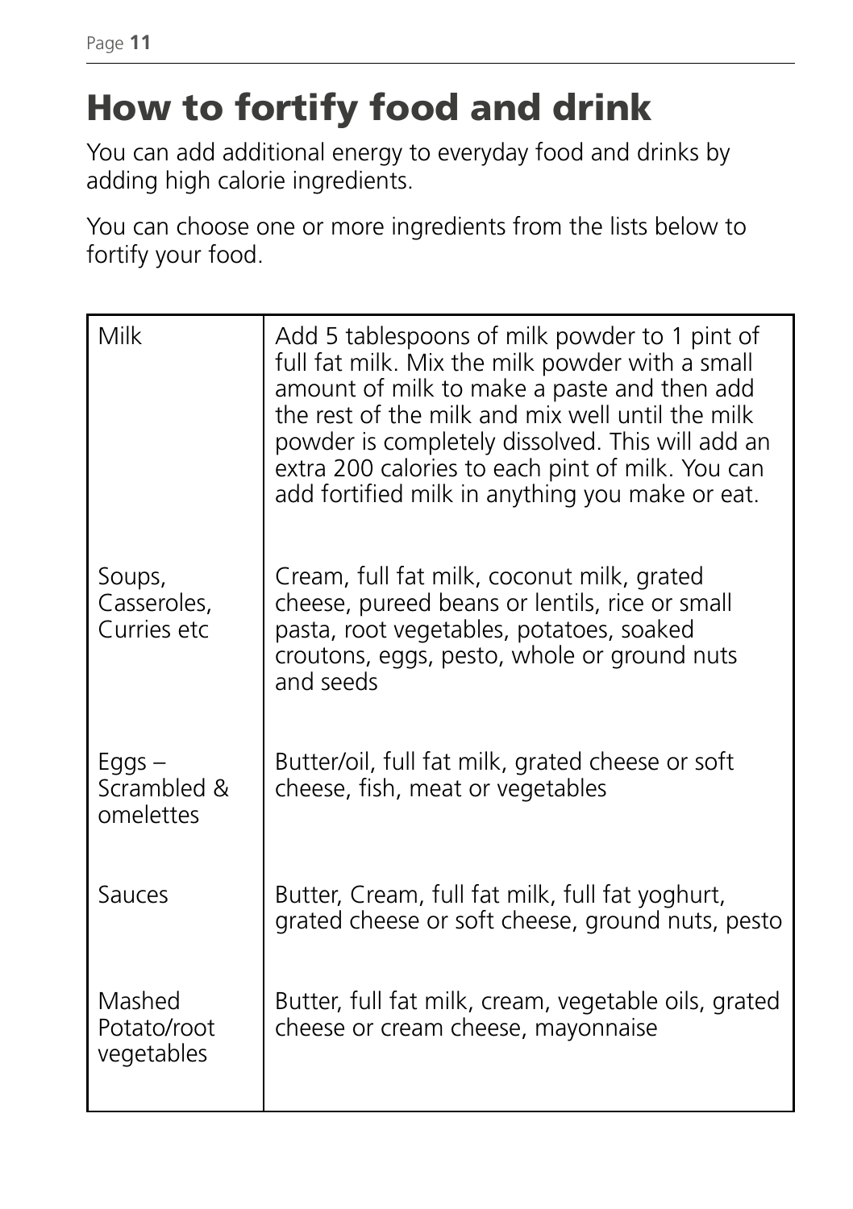# How to fortify food and drink

You can add additional energy to everyday food and drinks by adding high calorie ingredients.

You can choose one or more ingredients from the lists below to fortify your food.

| | |
|---|---|
| Milk | Add 5 tablespoons of milk powder to 1 pint of full fat milk. Mix the milk powder with a small amount of milk to make a paste and then add the rest of the milk and mix well until the milk powder is completely dissolved. This will add an extra 200 calories to each pint of milk. You can add fortified milk in anything you make or eat. |
| Soups, Casseroles, Curries etc | Cream, full fat milk, coconut milk, grated cheese, pureed beans or lentils, rice or small pasta, root vegetables, potatoes, soaked croutons, eggs, pesto, whole or ground nuts and seeds |
| Eggs – Scrambled & omelettes | Butter/oil, full fat milk, grated cheese or soft cheese, fish, meat or vegetables |
| Sauces | Butter, Cream, full fat milk, full fat yoghurt, grated cheese or soft cheese, ground nuts, pesto |
| Mashed Potato/root vegetables | Butter, full fat milk, cream, vegetable oils, grated cheese or cream cheese, mayonnaise |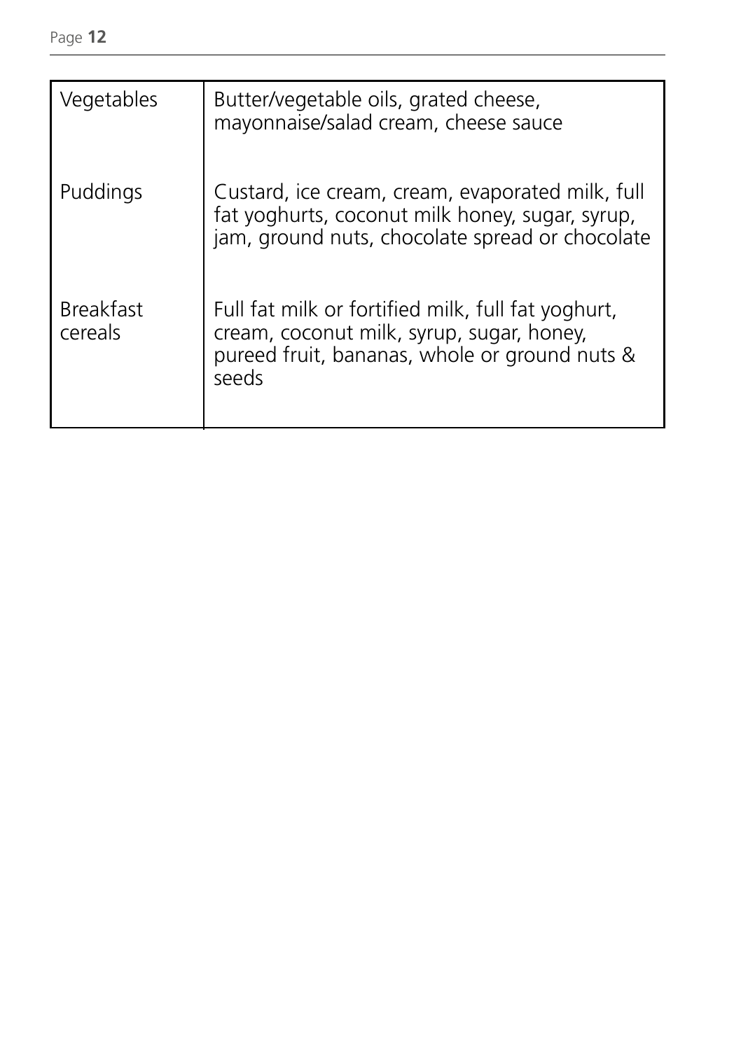| | |
|---|---|
| Vegetables | Butter/vegetable oils, grated cheese, mayonnaise/salad cream, cheese sauce |
| Puddings | Custard, ice cream, cream, evaporated milk, full fat yoghurts, coconut milk honey, sugar, syrup, jam, ground nuts, chocolate spread or chocolate |
| Breakfast cereals | Full fat milk or fortified milk, full fat yoghurt, cream, coconut milk, syrup, sugar, honey, pureed fruit, bananas, whole or ground nuts & seeds |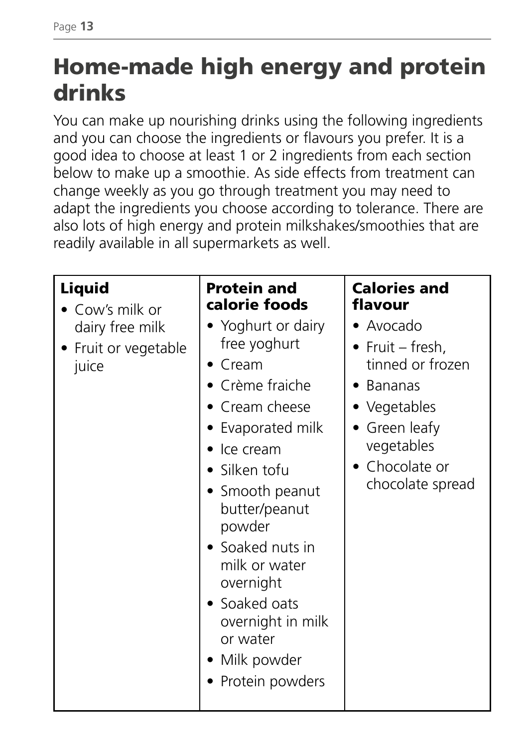# Home-made high energy and protein drinks

You can make up nourishing drinks using the following ingredients and you can choose the ingredients or flavours you prefer. It is a good idea to choose at least 1 or 2 ingredients from each section below to make up a smoothie. As side effects from treatment can change weekly as you go through treatment you may need to adapt the ingredients you choose according to tolerance. There are also lots of high energy and protein milkshakes/smoothies that are readily available in all supermarkets as well.

| Liquid | Protein and calorie foods | Calories and flavour |
|---|---|---|
| • Cow's milk or dairy free milk<br>• Fruit or vegetable juice | • Yoghurt or dairy free yoghurt<br>• Cream<br>• Crème fraiche<br>• Cream cheese<br>• Evaporated milk<br>• Ice cream<br>• Silken tofu<br>• Smooth peanut butter/peanut powder<br>• Soaked nuts in milk or water overnight<br>• Soaked oats overnight in milk or water<br>• Milk powder<br>• Protein powders | • Avocado<br>• Fruit – fresh, tinned or frozen<br>• Bananas<br>• Vegetables<br>• Green leafy vegetables<br>• Chocolate or chocolate spread |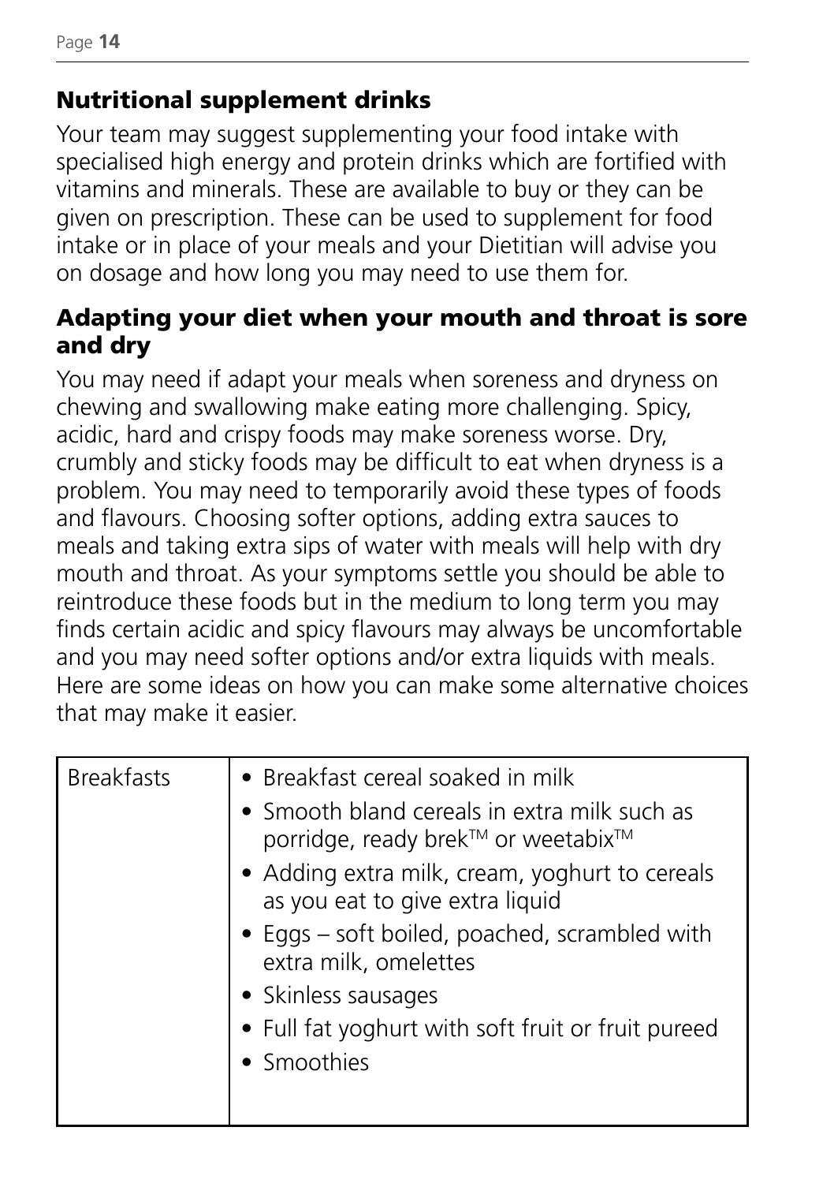## Nutritional supplement drinks

Your team may suggest supplementing your food intake with specialised high energy and protein drinks which are fortified with vitamins and minerals. These are available to buy or they can be given on prescription. These can be used to supplement for food intake or in place of your meals and your Dietitian will advise you on dosage and how long you may need to use them for.

## Adapting your diet when your mouth and throat is sore and dry

You may need if adapt your meals when soreness and dryness on chewing and swallowing make eating more challenging. Spicy, acidic, hard and crispy foods may make soreness worse. Dry, crumbly and sticky foods may be difficult to eat when dryness is a problem. You may need to temporarily avoid these types of foods and flavours. Choosing softer options, adding extra sauces to meals and taking extra sips of water with meals will help with dry mouth and throat. As your symptoms settle you should be able to reintroduce these foods but in the medium to long term you may finds certain acidic and spicy flavours may always be uncomfortable and you may need softer options and/or extra liquids with meals. Here are some ideas on how you can make some alternative choices that may make it easier.

| | |
|---|---|
| Breakfasts | • Breakfast cereal soaked in milk<br>• Smooth bland cereals in extra milk such as porridge, ready brek™ or weetabix™<br>• Adding extra milk, cream, yoghurt to cereals as you eat to give extra liquid<br>• Eggs – soft boiled, poached, scrambled with extra milk, omelettes<br>• Skinless sausages<br>• Full fat yoghurt with soft fruit or fruit pureed<br>• Smoothies |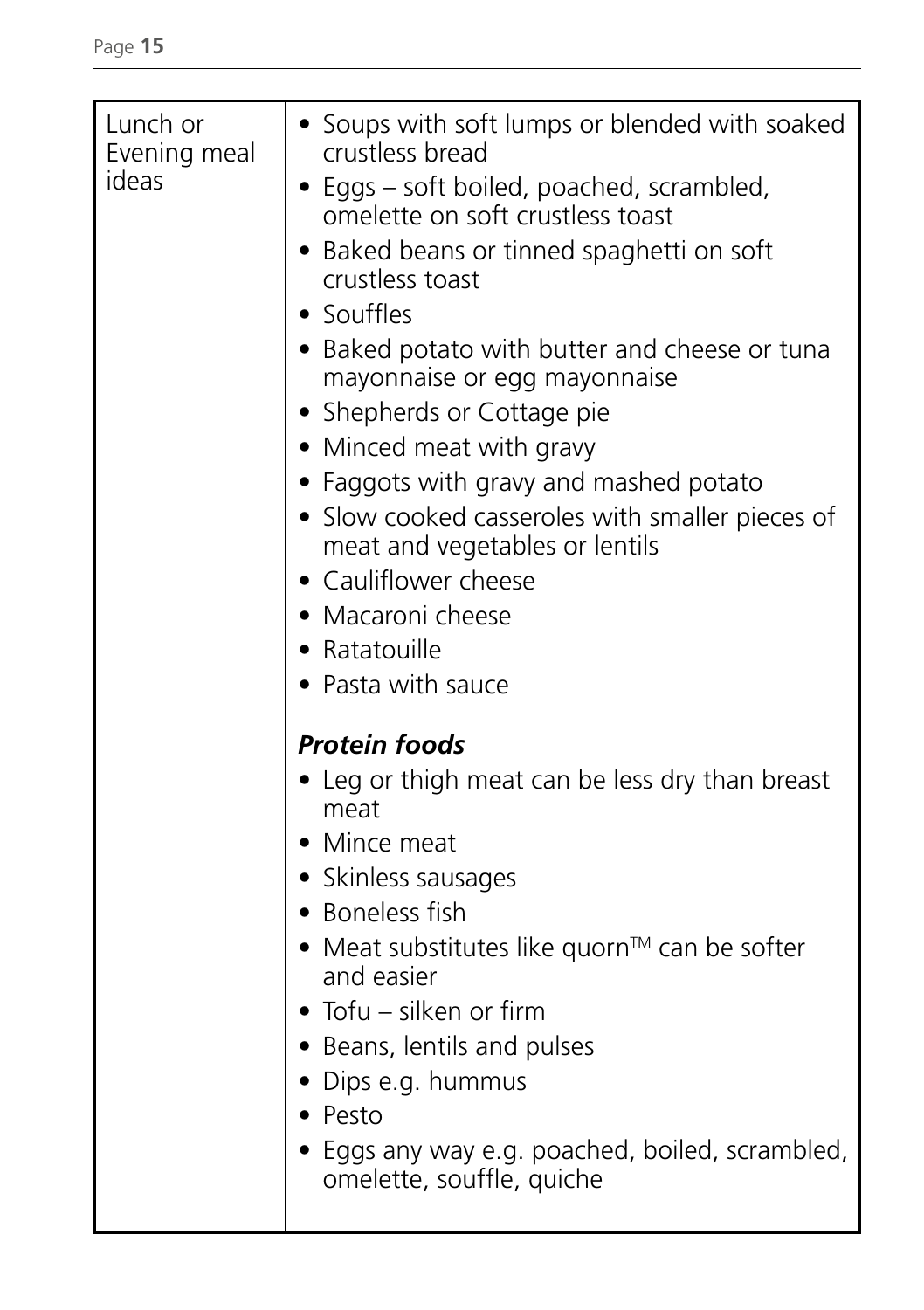| | |
|---|---|
| Lunch or Evening meal ideas | • Soups with soft lumps or blended with soaked crustless bread<br>• Eggs – soft boiled, poached, scrambled, omelette on soft crustless toast<br>• Baked beans or tinned spaghetti on soft crustless toast<br>• Souffles<br>• Baked potato with butter and cheese or tuna mayonnaise or egg mayonnaise<br>• Shepherds or Cottage pie<br>• Minced meat with gravy<br>• Faggots with gravy and mashed potato<br>• Slow cooked casseroles with smaller pieces of meat and vegetables or lentils<br>• Cauliflower cheese<br>• Macaroni cheese<br>• Ratatouille<br>• Pasta with sauce<br><br>***Protein foods***<br>• Leg or thigh meat can be less dry than breast meat<br>• Mince meat<br>• Skinless sausages<br>• Boneless fish<br>• Meat substitutes like quorn™ can be softer and easier<br>• Tofu – silken or firm<br>• Beans, lentils and pulses<br>• Dips e.g. hummus<br>• Pesto<br>• Eggs any way e.g. poached, boiled, scrambled, omelette, souffle, quiche |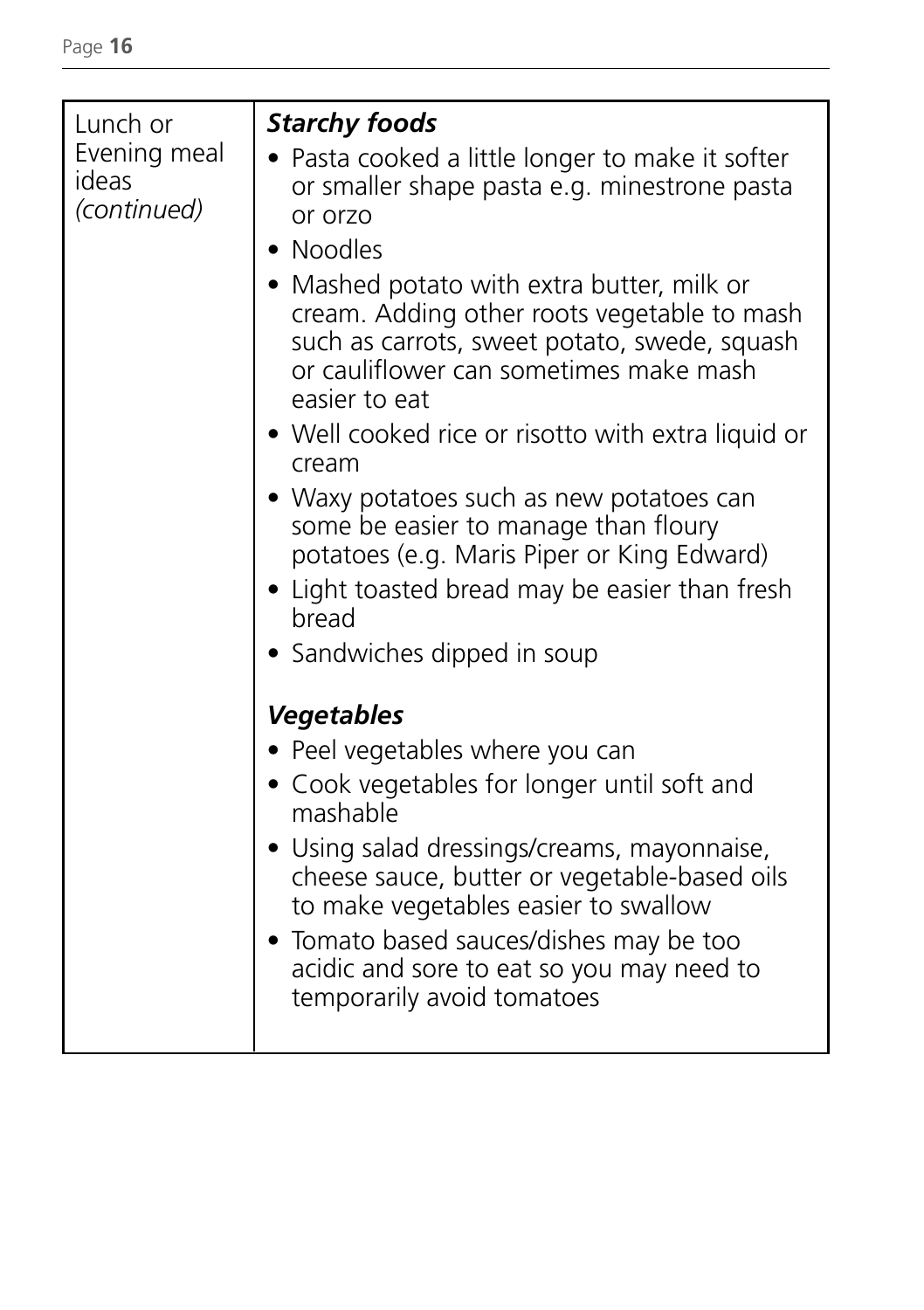| Lunch or Evening meal ideas *(continued)* | ***Starchy foods*** <br>• Pasta cooked a little longer to make it softer or smaller shape pasta e.g. minestrone pasta or orzo <br>• Noodles <br>• Mashed potato with extra butter, milk or cream. Adding other roots vegetable to mash such as carrots, sweet potato, swede, squash or cauliflower can sometimes make mash easier to eat <br>• Well cooked rice or risotto with extra liquid or cream <br>• Waxy potatoes such as new potatoes can some be easier to manage than floury potatoes (e.g. Maris Piper or King Edward) <br>• Light toasted bread may be easier than fresh bread <br>• Sandwiches dipped in soup <br><br>***Vegetables*** <br>• Peel vegetables where you can <br>• Cook vegetables for longer until soft and mashable <br>• Using salad dressings/creams, mayonnaise, cheese sauce, butter or vegetable-based oils to make vegetables easier to swallow <br>• Tomato based sauces/dishes may be too acidic and sore to eat so you may need to temporarily avoid tomatoes |
|---|---|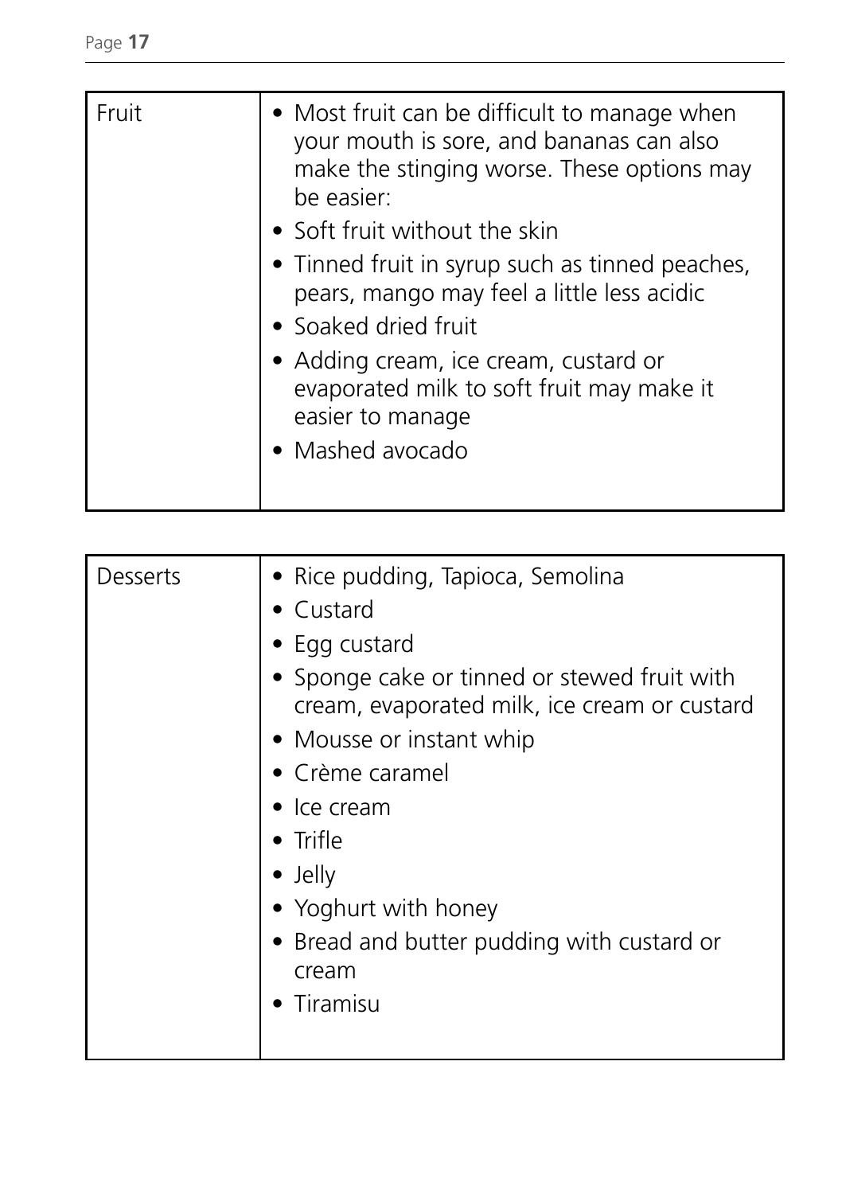| Fruit | • Most fruit can be difficult to manage when your mouth is sore, and bananas can also make the stinging worse. These options may be easier:<br>• Soft fruit without the skin<br>• Tinned fruit in syrup such as tinned peaches, pears, mango may feel a little less acidic<br>• Soaked dried fruit<br>• Adding cream, ice cream, custard or evaporated milk to soft fruit may make it easier to manage<br>• Mashed avocado |
|---|---|

| Desserts | • Rice pudding, Tapioca, Semolina<br>• Custard<br>• Egg custard<br>• Sponge cake or tinned or stewed fruit with cream, evaporated milk, ice cream or custard<br>• Mousse or instant whip<br>• Crème caramel<br>• Ice cream<br>• Trifle<br>• Jelly<br>• Yoghurt with honey<br>• Bread and butter pudding with custard or cream<br>• Tiramisu |
|---|---|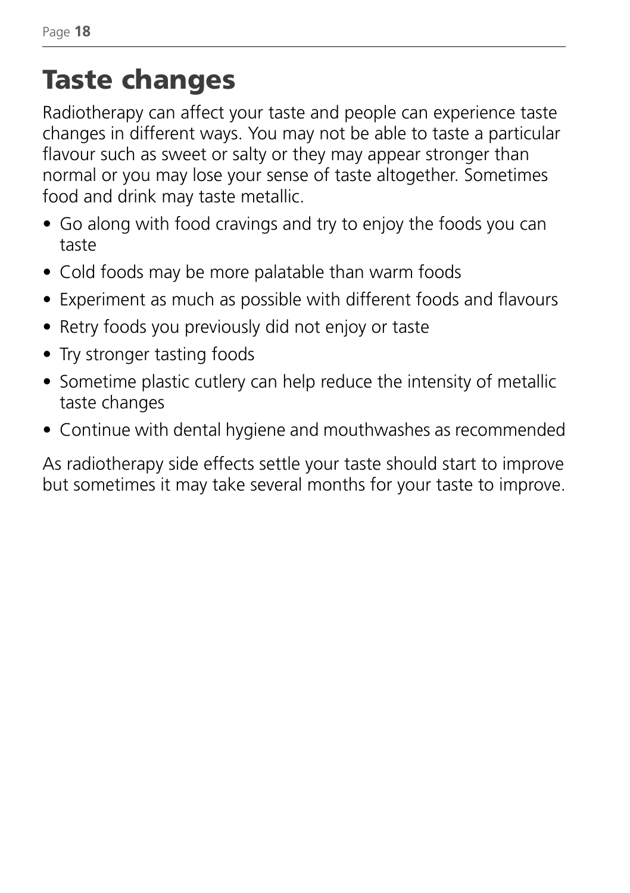# Taste changes

Radiotherapy can affect your taste and people can experience taste changes in different ways. You may not be able to taste a particular flavour such as sweet or salty or they may appear stronger than normal or you may lose your sense of taste altogether. Sometimes food and drink may taste metallic.

- Go along with food cravings and try to enjoy the foods you can taste
- Cold foods may be more palatable than warm foods
- Experiment as much as possible with different foods and flavours
- Retry foods you previously did not enjoy or taste
- Try stronger tasting foods
- Sometime plastic cutlery can help reduce the intensity of metallic taste changes
- Continue with dental hygiene and mouthwashes as recommended

As radiotherapy side effects settle your taste should start to improve but sometimes it may take several months for your taste to improve.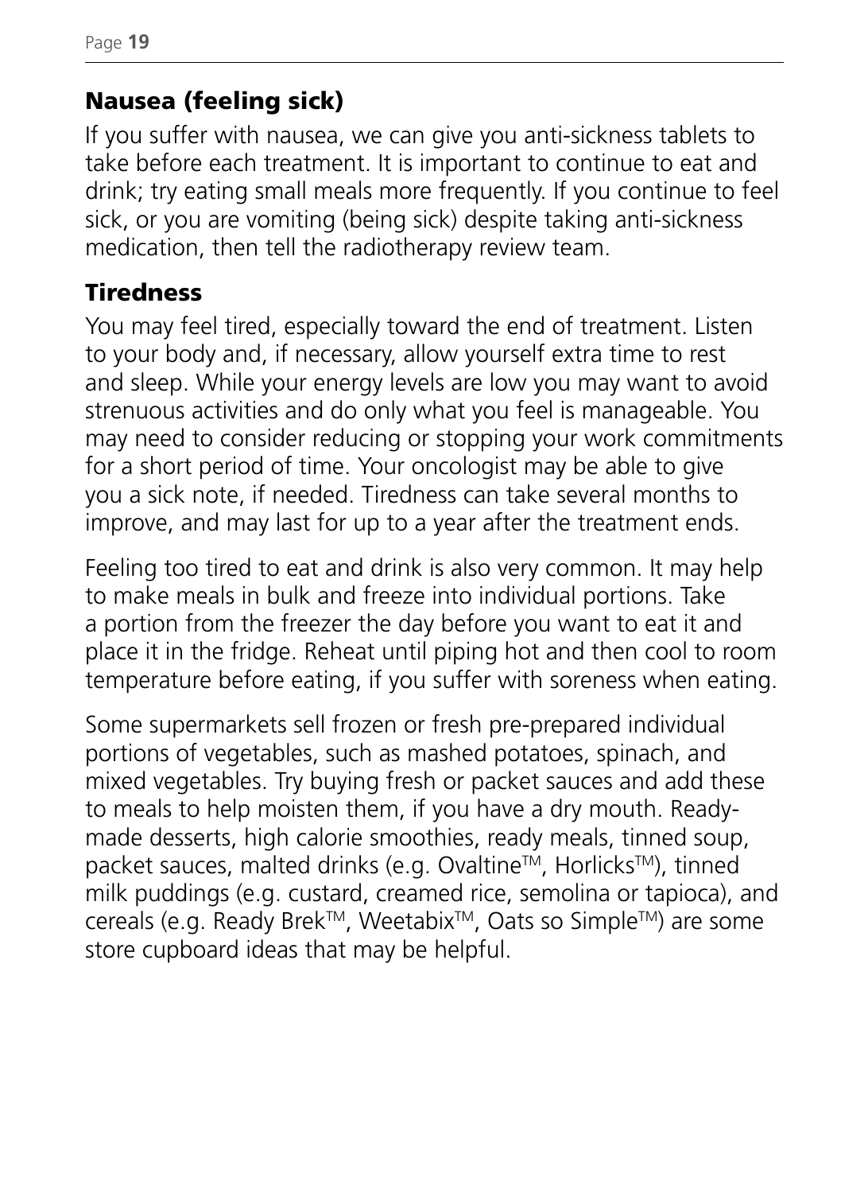## Nausea (feeling sick)

If you suffer with nausea, we can give you anti-sickness tablets to take before each treatment. It is important to continue to eat and drink; try eating small meals more frequently. If you continue to feel sick, or you are vomiting (being sick) despite taking anti-sickness medication, then tell the radiotherapy review team.

## Tiredness

You may feel tired, especially toward the end of treatment. Listen to your body and, if necessary, allow yourself extra time to rest and sleep. While your energy levels are low you may want to avoid strenuous activities and do only what you feel is manageable. You may need to consider reducing or stopping your work commitments for a short period of time. Your oncologist may be able to give you a sick note, if needed. Tiredness can take several months to improve, and may last for up to a year after the treatment ends.

Feeling too tired to eat and drink is also very common. It may help to make meals in bulk and freeze into individual portions. Take a portion from the freezer the day before you want to eat it and place it in the fridge. Reheat until piping hot and then cool to room temperature before eating, if you suffer with soreness when eating.

Some supermarkets sell frozen or fresh pre-prepared individual portions of vegetables, such as mashed potatoes, spinach, and mixed vegetables. Try buying fresh or packet sauces and add these to meals to help moisten them, if you have a dry mouth. Ready-made desserts, high calorie smoothies, ready meals, tinned soup, packet sauces, malted drinks (e.g. Ovaltine™, Horlicks™), tinned milk puddings (e.g. custard, creamed rice, semolina or tapioca), and cereals (e.g. Ready Brek™, Weetabix™, Oats so Simple™) are some store cupboard ideas that may be helpful.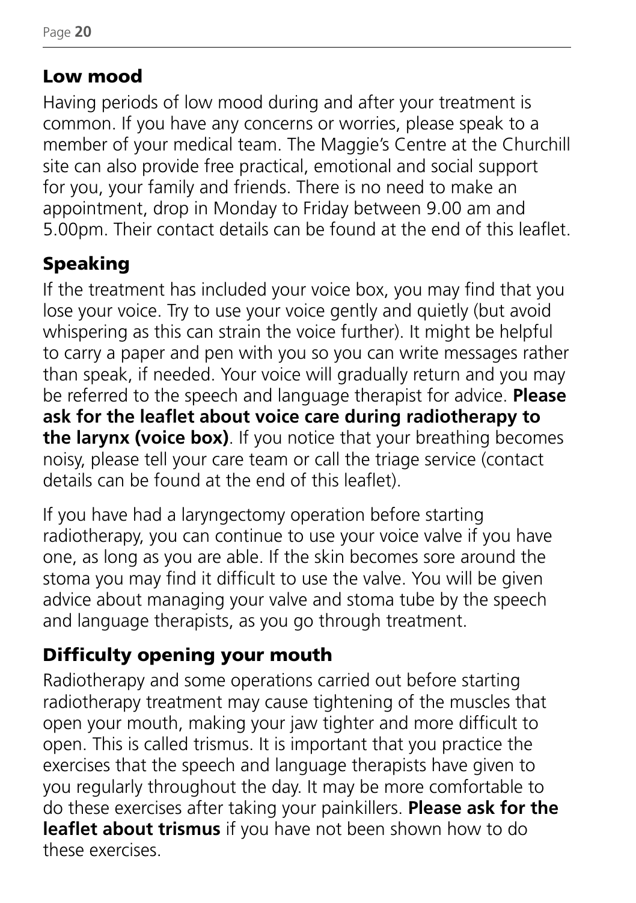## Low mood

Having periods of low mood during and after your treatment is common. If you have any concerns or worries, please speak to a member of your medical team. The Maggie's Centre at the Churchill site can also provide free practical, emotional and social support for you, your family and friends. There is no need to make an appointment, drop in Monday to Friday between 9.00 am and 5.00pm. Their contact details can be found at the end of this leaflet.

## Speaking

If the treatment has included your voice box, you may find that you lose your voice. Try to use your voice gently and quietly (but avoid whispering as this can strain the voice further). It might be helpful to carry a paper and pen with you so you can write messages rather than speak, if needed. Your voice will gradually return and you may be referred to the speech and language therapist for advice. **Please ask for the leaflet about voice care during radiotherapy to the larynx (voice box)**. If you notice that your breathing becomes noisy, please tell your care team or call the triage service (contact details can be found at the end of this leaflet).

If you have had a laryngectomy operation before starting radiotherapy, you can continue to use your voice valve if you have one, as long as you are able. If the skin becomes sore around the stoma you may find it difficult to use the valve. You will be given advice about managing your valve and stoma tube by the speech and language therapists, as you go through treatment.

## Difficulty opening your mouth

Radiotherapy and some operations carried out before starting radiotherapy treatment may cause tightening of the muscles that open your mouth, making your jaw tighter and more difficult to open. This is called trismus. It is important that you practice the exercises that the speech and language therapists have given to you regularly throughout the day. It may be more comfortable to do these exercises after taking your painkillers. **Please ask for the leaflet about trismus** if you have not been shown how to do these exercises.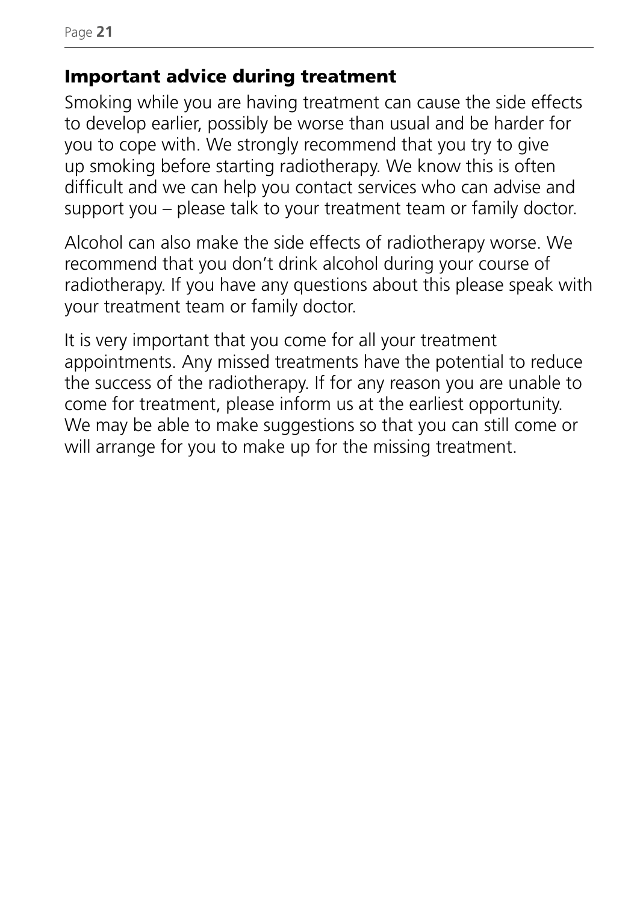## Important advice during treatment

Smoking while you are having treatment can cause the side effects to develop earlier, possibly be worse than usual and be harder for you to cope with. We strongly recommend that you try to give up smoking before starting radiotherapy. We know this is often difficult and we can help you contact services who can advise and support you – please talk to your treatment team or family doctor.

Alcohol can also make the side effects of radiotherapy worse. We recommend that you don't drink alcohol during your course of radiotherapy. If you have any questions about this please speak with your treatment team or family doctor.

It is very important that you come for all your treatment appointments. Any missed treatments have the potential to reduce the success of the radiotherapy. If for any reason you are unable to come for treatment, please inform us at the earliest opportunity. We may be able to make suggestions so that you can still come or will arrange for you to make up for the missing treatment.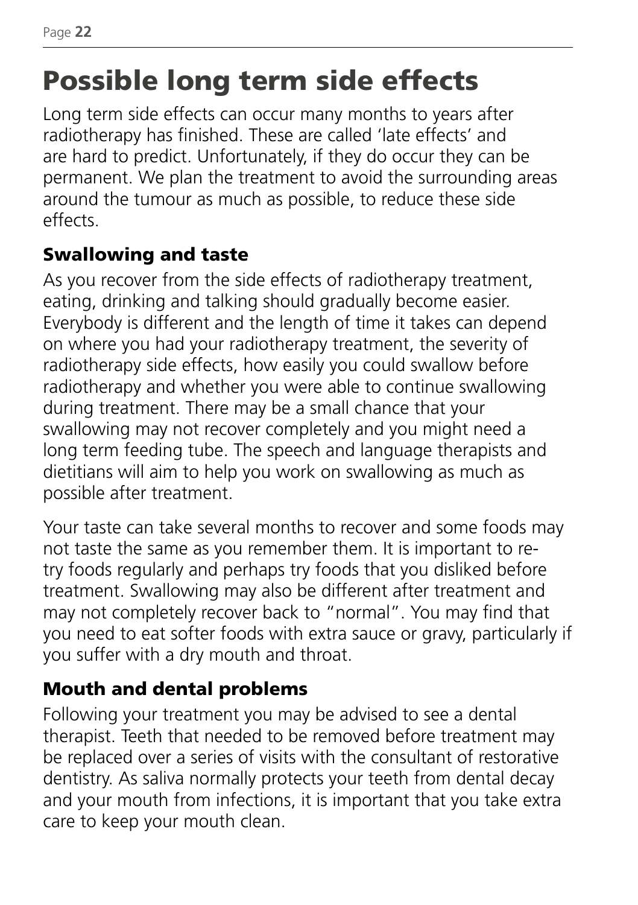# Possible long term side effects

Long term side effects can occur many months to years after radiotherapy has finished. These are called 'late effects' and are hard to predict. Unfortunately, if they do occur they can be permanent. We plan the treatment to avoid the surrounding areas around the tumour as much as possible, to reduce these side effects.

## Swallowing and taste

As you recover from the side effects of radiotherapy treatment, eating, drinking and talking should gradually become easier. Everybody is different and the length of time it takes can depend on where you had your radiotherapy treatment, the severity of radiotherapy side effects, how easily you could swallow before radiotherapy and whether you were able to continue swallowing during treatment. There may be a small chance that your swallowing may not recover completely and you might need a long term feeding tube. The speech and language therapists and dietitians will aim to help you work on swallowing as much as possible after treatment.

Your taste can take several months to recover and some foods may not taste the same as you remember them. It is important to re-try foods regularly and perhaps try foods that you disliked before treatment. Swallowing may also be different after treatment and may not completely recover back to "normal". You may find that you need to eat softer foods with extra sauce or gravy, particularly if you suffer with a dry mouth and throat.

## Mouth and dental problems

Following your treatment you may be advised to see a dental therapist. Teeth that needed to be removed before treatment may be replaced over a series of visits with the consultant of restorative dentistry. As saliva normally protects your teeth from dental decay and your mouth from infections, it is important that you take extra care to keep your mouth clean.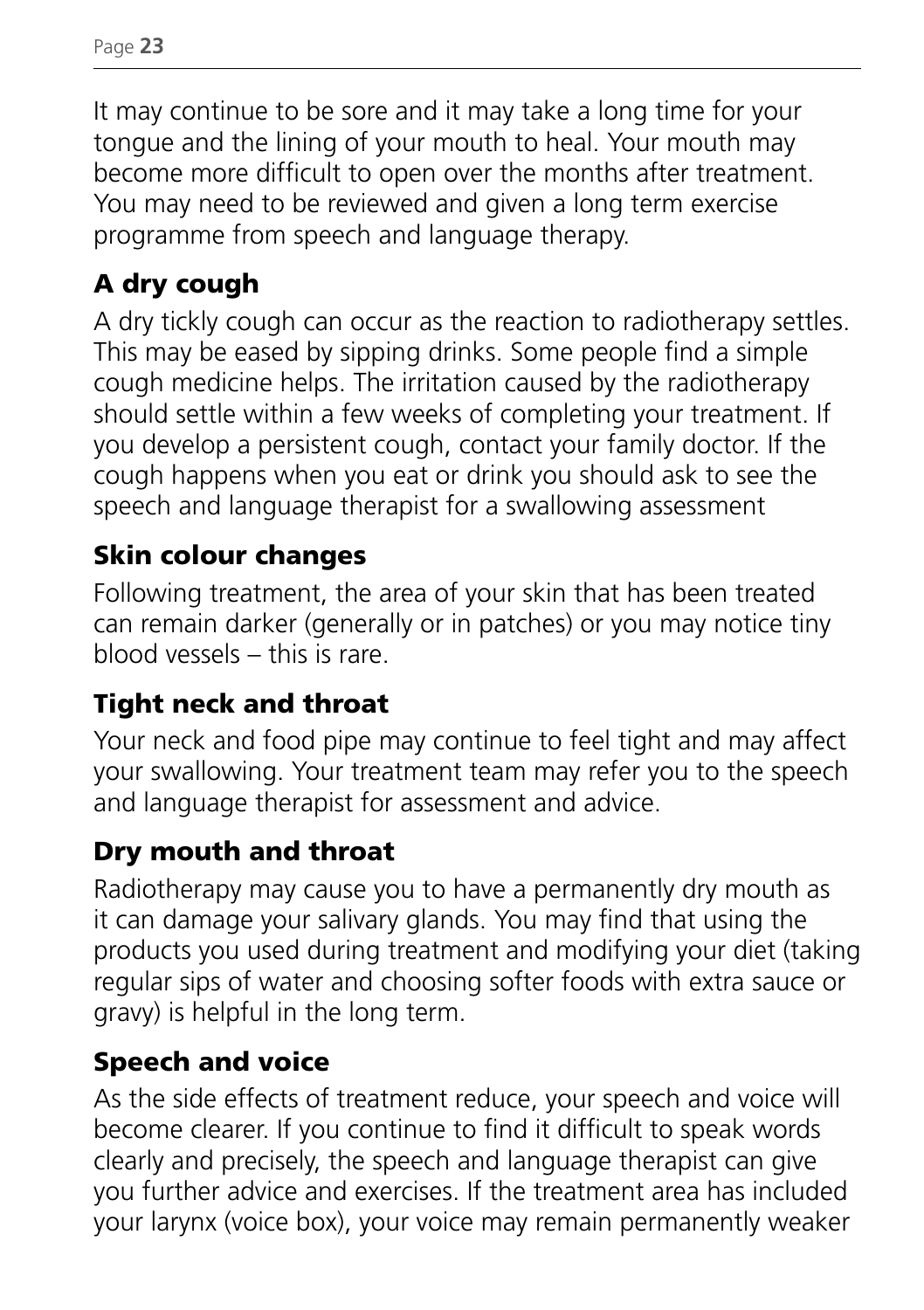It may continue to be sore and it may take a long time for your tongue and the lining of your mouth to heal. Your mouth may become more difficult to open over the months after treatment. You may need to be reviewed and given a long term exercise programme from speech and language therapy.

### A dry cough

A dry tickly cough can occur as the reaction to radiotherapy settles. This may be eased by sipping drinks. Some people find a simple cough medicine helps. The irritation caused by the radiotherapy should settle within a few weeks of completing your treatment. If you develop a persistent cough, contact your family doctor. If the cough happens when you eat or drink you should ask to see the speech and language therapist for a swallowing assessment

### Skin colour changes

Following treatment, the area of your skin that has been treated can remain darker (generally or in patches) or you may notice tiny blood vessels – this is rare.

### Tight neck and throat

Your neck and food pipe may continue to feel tight and may affect your swallowing. Your treatment team may refer you to the speech and language therapist for assessment and advice.

### Dry mouth and throat

Radiotherapy may cause you to have a permanently dry mouth as it can damage your salivary glands. You may find that using the products you used during treatment and modifying your diet (taking regular sips of water and choosing softer foods with extra sauce or gravy) is helpful in the long term.

### Speech and voice

As the side effects of treatment reduce, your speech and voice will become clearer. If you continue to find it difficult to speak words clearly and precisely, the speech and language therapist can give you further advice and exercises. If the treatment area has included your larynx (voice box), your voice may remain permanently weaker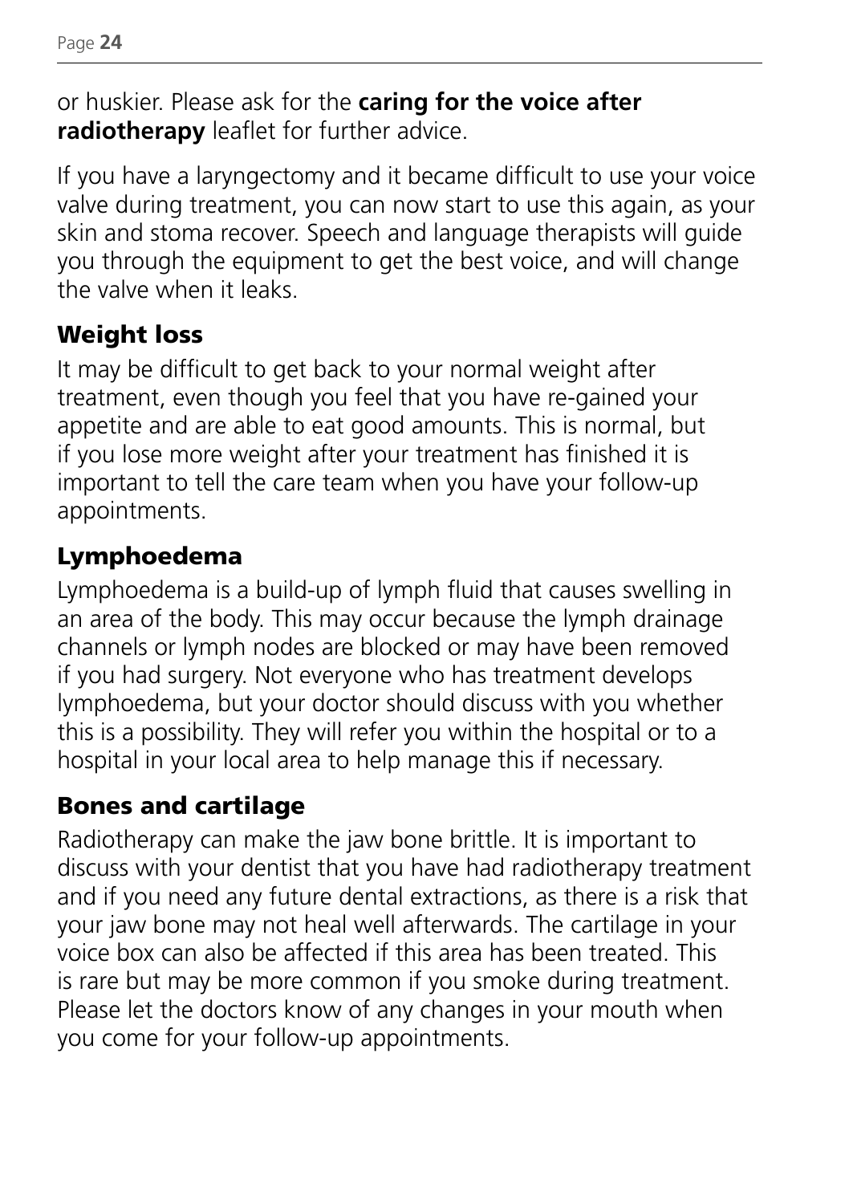or huskier. Please ask for the **caring for the voice after radiotherapy** leaflet for further advice.

If you have a laryngectomy and it became difficult to use your voice valve during treatment, you can now start to use this again, as your skin and stoma recover. Speech and language therapists will guide you through the equipment to get the best voice, and will change the valve when it leaks.

## Weight loss

It may be difficult to get back to your normal weight after treatment, even though you feel that you have re-gained your appetite and are able to eat good amounts. This is normal, but if you lose more weight after your treatment has finished it is important to tell the care team when you have your follow-up appointments.

## Lymphoedema

Lymphoedema is a build-up of lymph fluid that causes swelling in an area of the body. This may occur because the lymph drainage channels or lymph nodes are blocked or may have been removed if you had surgery. Not everyone who has treatment develops lymphoedema, but your doctor should discuss with you whether this is a possibility. They will refer you within the hospital or to a hospital in your local area to help manage this if necessary.

## Bones and cartilage

Radiotherapy can make the jaw bone brittle. It is important to discuss with your dentist that you have had radiotherapy treatment and if you need any future dental extractions, as there is a risk that your jaw bone may not heal well afterwards. The cartilage in your voice box can also be affected if this area has been treated. This is rare but may be more common if you smoke during treatment. Please let the doctors know of any changes in your mouth when you come for your follow-up appointments.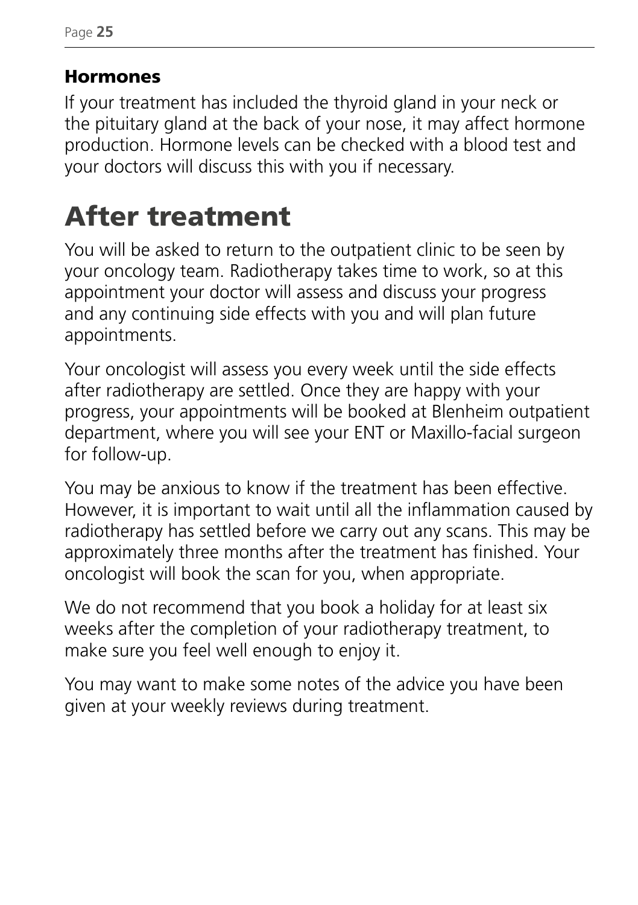### Hormones

If your treatment has included the thyroid gland in your neck or the pituitary gland at the back of your nose, it may affect hormone production. Hormone levels can be checked with a blood test and your doctors will discuss this with you if necessary.

## After treatment

You will be asked to return to the outpatient clinic to be seen by your oncology team. Radiotherapy takes time to work, so at this appointment your doctor will assess and discuss your progress and any continuing side effects with you and will plan future appointments.

Your oncologist will assess you every week until the side effects after radiotherapy are settled. Once they are happy with your progress, your appointments will be booked at Blenheim outpatient department, where you will see your ENT or Maxillo-facial surgeon for follow-up.

You may be anxious to know if the treatment has been effective. However, it is important to wait until all the inflammation caused by radiotherapy has settled before we carry out any scans. This may be approximately three months after the treatment has finished. Your oncologist will book the scan for you, when appropriate.

We do not recommend that you book a holiday for at least six weeks after the completion of your radiotherapy treatment, to make sure you feel well enough to enjoy it.

You may want to make some notes of the advice you have been given at your weekly reviews during treatment.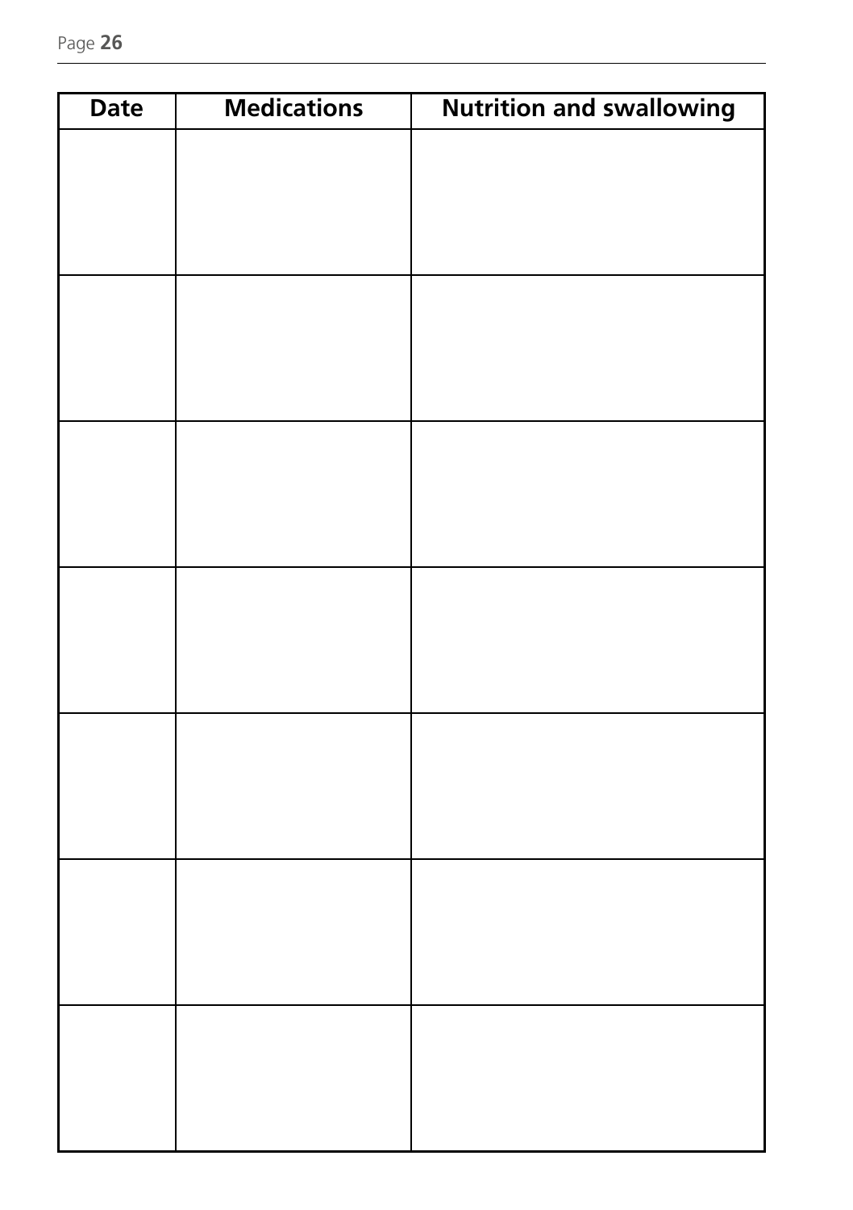| Date | Medications | Nutrition and swallowing |
|---|---|---|
| | | |
| | | |
| | | |
| | | |
| | | |
| | | |
| | | |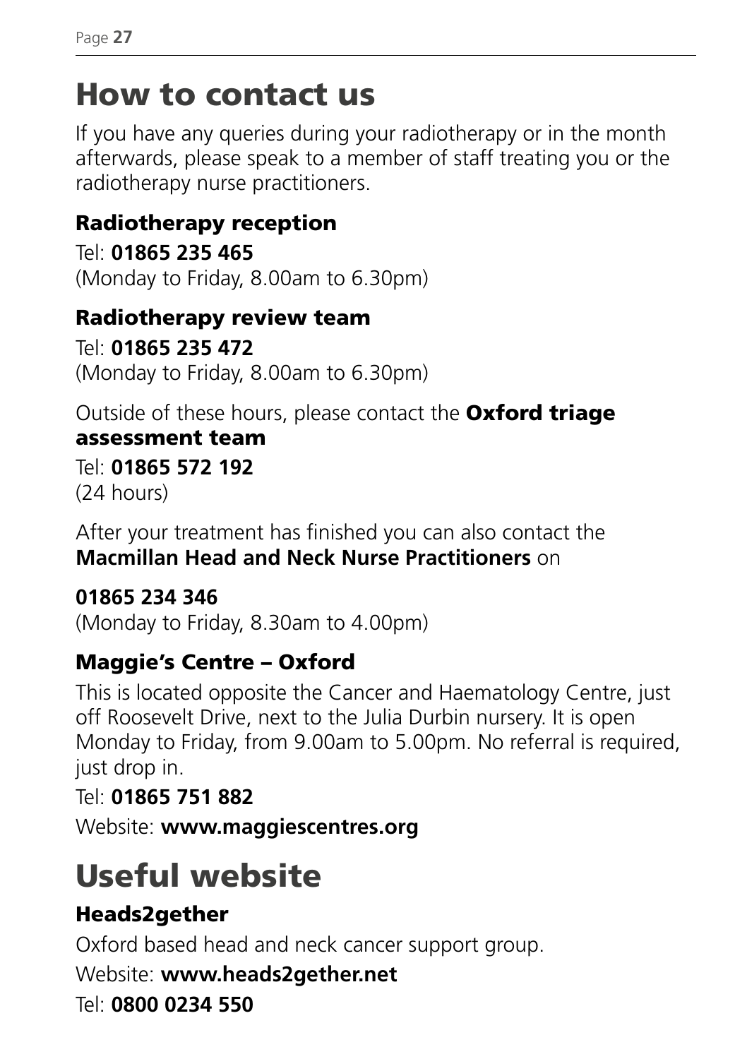# How to contact us

If you have any queries during your radiotherapy or in the month afterwards, please speak to a member of staff treating you or the radiotherapy nurse practitioners.

### Radiotherapy reception

Tel: **01865 235 465**
(Monday to Friday, 8.00am to 6.30pm)

### Radiotherapy review team

Tel: **01865 235 472**
(Monday to Friday, 8.00am to 6.30pm)

Outside of these hours, please contact the **Oxford triage assessment team**

Tel: **01865 572 192**
(24 hours)

After your treatment has finished you can also contact the **Macmillan Head and Neck Nurse Practitioners** on

**01865 234 346**
(Monday to Friday, 8.30am to 4.00pm)

### Maggie's Centre – Oxford

This is located opposite the Cancer and Haematology Centre, just off Roosevelt Drive, next to the Julia Durbin nursery. It is open Monday to Friday, from 9.00am to 5.00pm. No referral is required, just drop in.

Tel: **01865 751 882**

Website: **www.maggiescentres.org**

# Useful website

### Heads2gether

Oxford based head and neck cancer support group.

Website: **www.heads2gether.net**

Tel: **0800 0234 550**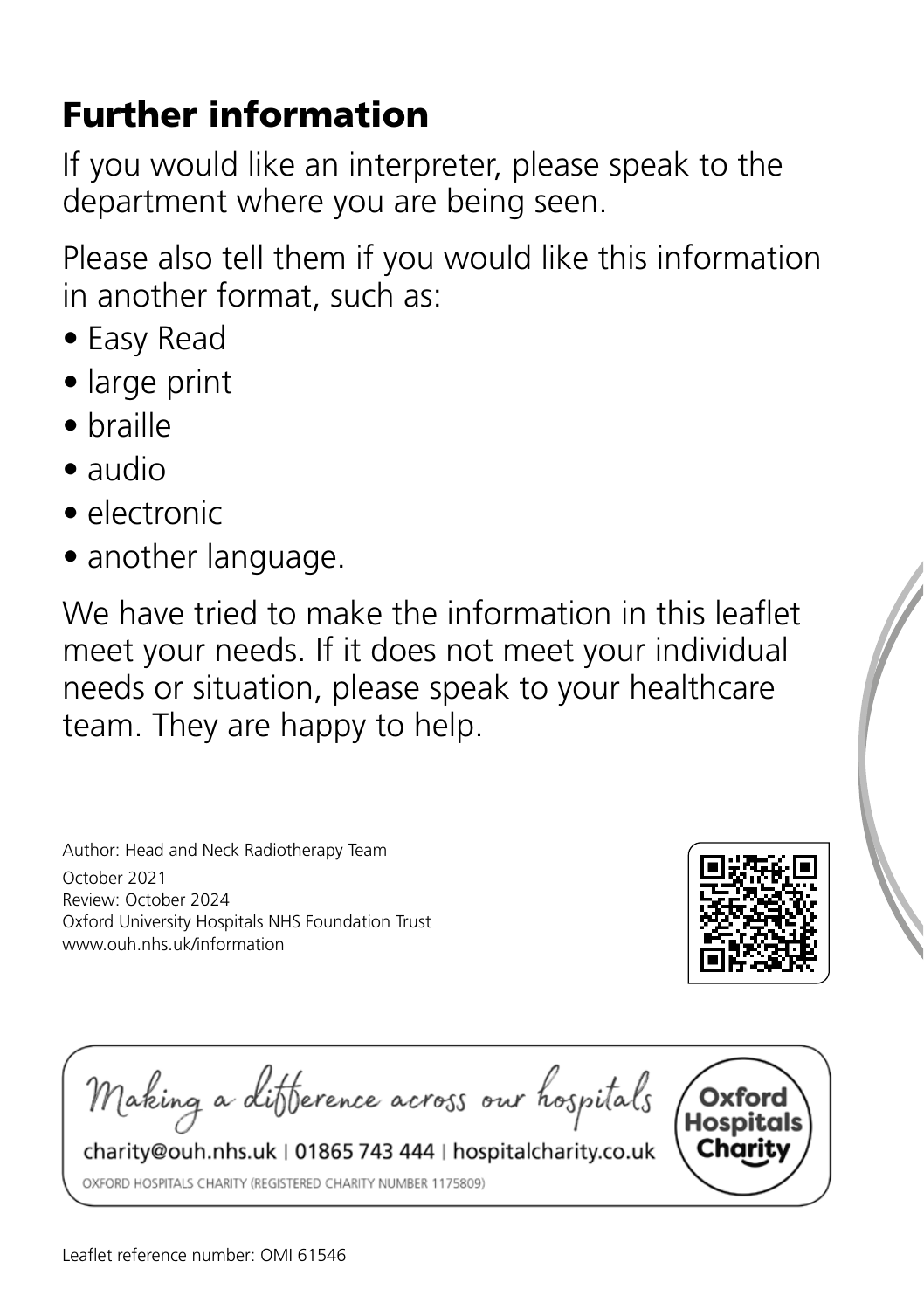## Further information

If you would like an interpreter, please speak to the department where you are being seen.

Please also tell them if you would like this information in another format, such as:

- Easy Read
- large print
- braille
- audio
- electronic
- another language.

We have tried to make the information in this leaflet meet your needs. If it does not meet your individual needs or situation, please speak to your healthcare team. They are happy to help.

Author: Head and Neck Radiotherapy Team
October 2021
Review: October 2024
Oxford University Hospitals NHS Foundation Trust
www.ouh.nhs.uk/information

Making a difference across our hospitals

charity@ouh.nhs.uk | 01865 743 444 | hospitalcharity.co.uk

OXFORD HOSPITALS CHARITY (REGISTERED CHARITY NUMBER 1175809)

Oxford Hospitals Charity

Leaflet reference number: OMI 61546